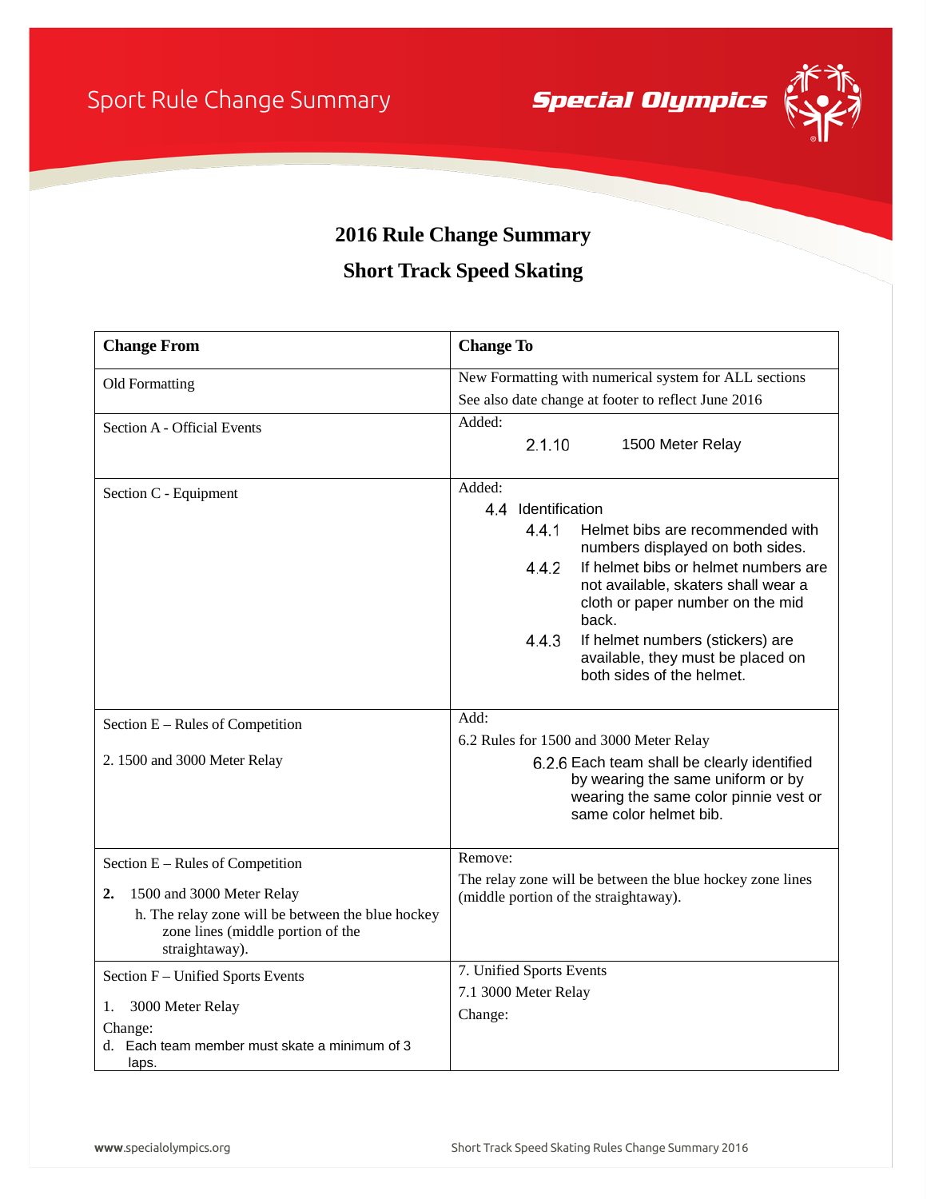# 2016 Rule Change Summary

## Short Track Speed Skating

| Change From | Change To |
|---|---|
| Old Formatting | New Formatting with numerical system for ALL sections<br>See also date change at footer to reflect June 2016 |
| Section A - Official Events | Added:<br>2.1.10 1500 Meter Relay |
| Section C - Equipment | Added:<br>4.4 Identification<br>4.4.1 Helmet bibs are recommended with numbers displayed on both sides.<br>4.4.2 If helmet bibs or helmet numbers are not available, skaters shall wear a cloth or paper number on the mid back.<br>4.4.3 If helmet numbers (stickers) are available, they must be placed on both sides of the helmet. |
| Section E – Rules of Competition<br>2. 1500 and 3000 Meter Relay | Add:<br>6.2 Rules for 1500 and 3000 Meter Relay<br>6.2.6 Each team shall be clearly identified by wearing the same uniform or by wearing the same color pinnie vest or same color helmet bib. |
| Section E – Rules of Competition<br>**2.** 1500 and 3000 Meter Relay<br>h. The relay zone will be between the blue hockey zone lines (middle portion of the straightaway). | Remove:<br>The relay zone will be between the blue hockey zone lines (middle portion of the straightaway). |
| Section F – Unified Sports Events<br>1. 3000 Meter Relay<br>Change:<br>d. Each team member must skate a minimum of 3 laps. | 7. Unified Sports Events<br>7.1 3000 Meter Relay<br>Change: |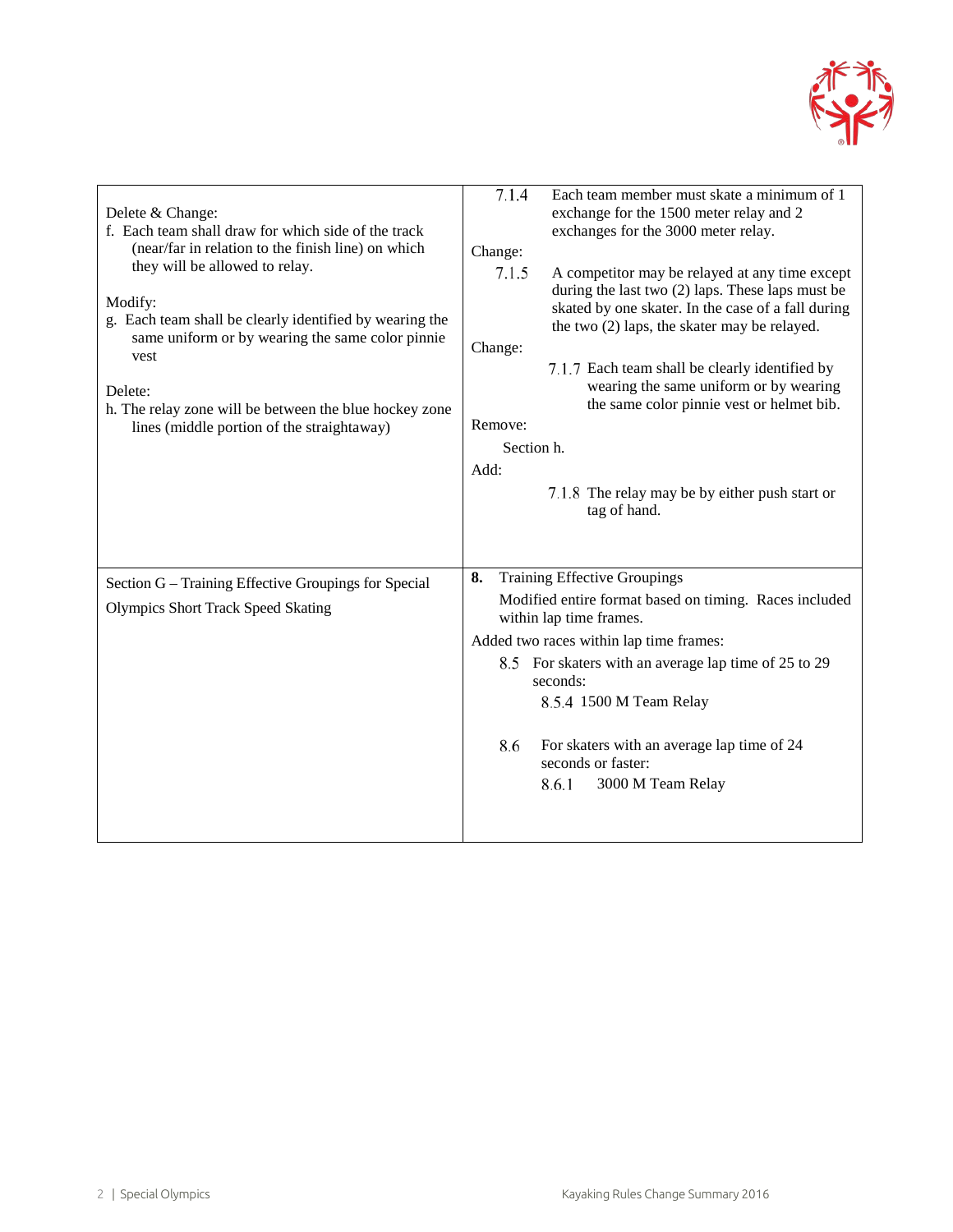| | |
|---|---|
| Delete & Change:<br>f. Each team shall draw for which side of the track (near/far in relation to the finish line) on which they will be allowed to relay.<br><br>Modify:<br>g. Each team shall be clearly identified by wearing the same uniform or by wearing the same color pinnie vest<br><br>Delete:<br>h. The relay zone will be between the blue hockey zone lines (middle portion of the straightaway) | 7.1.4 Each team member must skate a minimum of 1 exchange for the 1500 meter relay and 2 exchanges for the 3000 meter relay.<br>Change:<br>7.1.5 A competitor may be relayed at any time except during the last two (2) laps. These laps must be skated by one skater. In the case of a fall during the two (2) laps, the skater may be relayed.<br>Change:<br>7.1.7 Each team shall be clearly identified by wearing the same uniform or by wearing the same color pinnie vest or helmet bib.<br>Remove:<br>Section h.<br>Add:<br>7.1.8 The relay may be by either push start or tag of hand. |
| Section G – Training Effective Groupings for Special Olympics Short Track Speed Skating | **8.** Training Effective Groupings<br>Modified entire format based on timing. Races included within lap time frames.<br>Added two races within lap time frames:<br>8.5 For skaters with an average lap time of 25 to 29 seconds:<br>8.5.4 1500 M Team Relay<br><br>8.6 For skaters with an average lap time of 24 seconds or faster:<br>8.6.1 3000 M Team Relay |